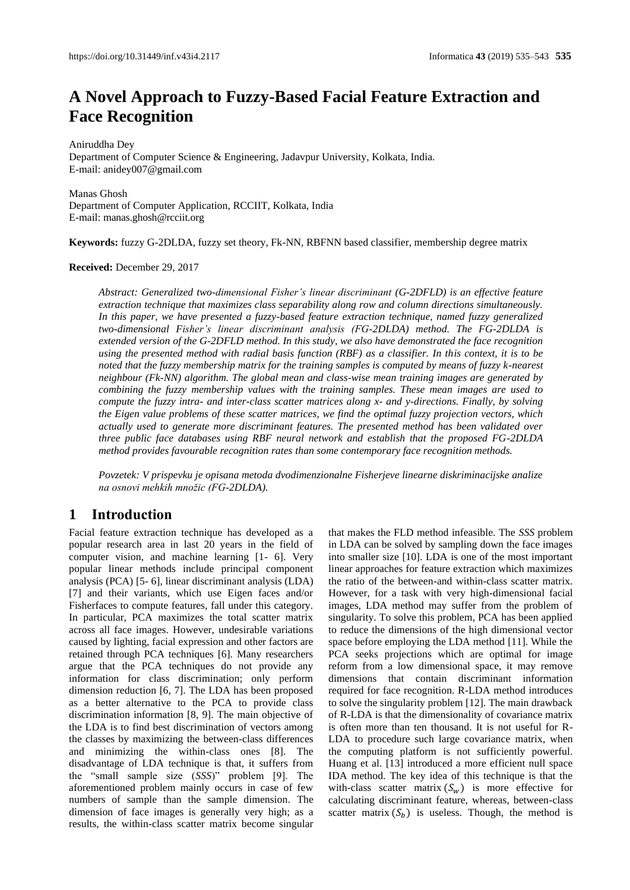# A Novel Approach to Fuzzy-Based Facial Feature Extraction and Face Recognition

Aniruddha Dey
Department of Computer Science & Engineering, Jadavpur University, Kolkata, India.
E-mail: anidey007@gmail.com

Manas Ghosh
Department of Computer Application, RCCIIT, Kolkata, India
E-mail: manas.ghosh@rcciit.org

**Keywords:** fuzzy G-2DLDA, fuzzy set theory, Fk-NN, RBFNN based classifier, membership degree matrix

**Received:** December 29, 2017

*Abstract: Generalized two-dimensional Fisher's linear discriminant (G-2DFLD) is an effective feature extraction technique that maximizes class separability along row and column directions simultaneously. In this paper, we have presented a fuzzy-based feature extraction technique, named fuzzy generalized two-dimensional Fisher's linear discriminant analysis (FG-2DLDA) method. The FG-2DLDA is extended version of the G-2DFLD method. In this study, we also have demonstrated the face recognition using the presented method with radial basis function (RBF) as a classifier. In this context, it is to be noted that the fuzzy membership matrix for the training samples is computed by means of fuzzy k-nearest neighbour (Fk-NN) algorithm. The global mean and class-wise mean training images are generated by combining the fuzzy membership values with the training samples. These mean images are used to compute the fuzzy intra- and inter-class scatter matrices along x- and y-directions. Finally, by solving the Eigen value problems of these scatter matrices, we find the optimal fuzzy projection vectors, which actually used to generate more discriminant features. The presented method has been validated over three public face databases using RBF neural network and establish that the proposed FG-2DLDA method provides favourable recognition rates than some contemporary face recognition methods.*

*Povzetek: V prispevku je opisana metoda dvodimenzionalne Fisherjeve linearne diskriminacijske analize na osnovi mehkih množic (FG-2DLDA).*

## 1 Introduction

Facial feature extraction technique has developed as a popular research area in last 20 years in the field of computer vision, and machine learning [1- 6]. Very popular linear methods include principal component analysis (PCA) [5- 6], linear discriminant analysis (LDA) [7] and their variants, which use Eigen faces and/or Fisherfaces to compute features, fall under this category. In particular, PCA maximizes the total scatter matrix across all face images. However, undesirable variations caused by lighting, facial expression and other factors are retained through PCA techniques [6]. Many researchers argue that the PCA techniques do not provide any information for class discrimination; only perform dimension reduction [6, 7]. The LDA has been proposed as a better alternative to the PCA to provide class discrimination information [8, 9]. The main objective of the LDA is to find best discrimination of vectors among the classes by maximizing the between-class differences and minimizing the within-class ones [8]. The disadvantage of LDA technique is that, it suffers from the "small sample size (*SSS*)" problem [9]. The aforementioned problem mainly occurs in case of few numbers of sample than the sample dimension. The dimension of face images is generally very high; as a results, the within-class scatter matrix become singular that makes the FLD method infeasible. The *SSS* problem in LDA can be solved by sampling down the face images into smaller size [10]. LDA is one of the most important linear approaches for feature extraction which maximizes the ratio of the between-and within-class scatter matrix. However, for a task with very high-dimensional facial images, LDA method may suffer from the problem of singularity. To solve this problem, PCA has been applied to reduce the dimensions of the high dimensional vector space before employing the LDA method [11]. While the PCA seeks projections which are optimal for image reform from a low dimensional space, it may remove dimensions that contain discriminant information required for face recognition. R-LDA method introduces to solve the singularity problem [12]. The main drawback of R-LDA is that the dimensionality of covariance matrix is often more than ten thousand. It is not useful for R-LDA to procedure such large covariance matrix, when the computing platform is not sufficiently powerful. Huang et al. [13] introduced a more efficient null space IDA method. The key idea of this technique is that the with-class scatter matrix $(S_w)$ is more effective for calculating discriminant feature, whereas, between-class scatter matrix $(S_b)$ is useless. Though, the method is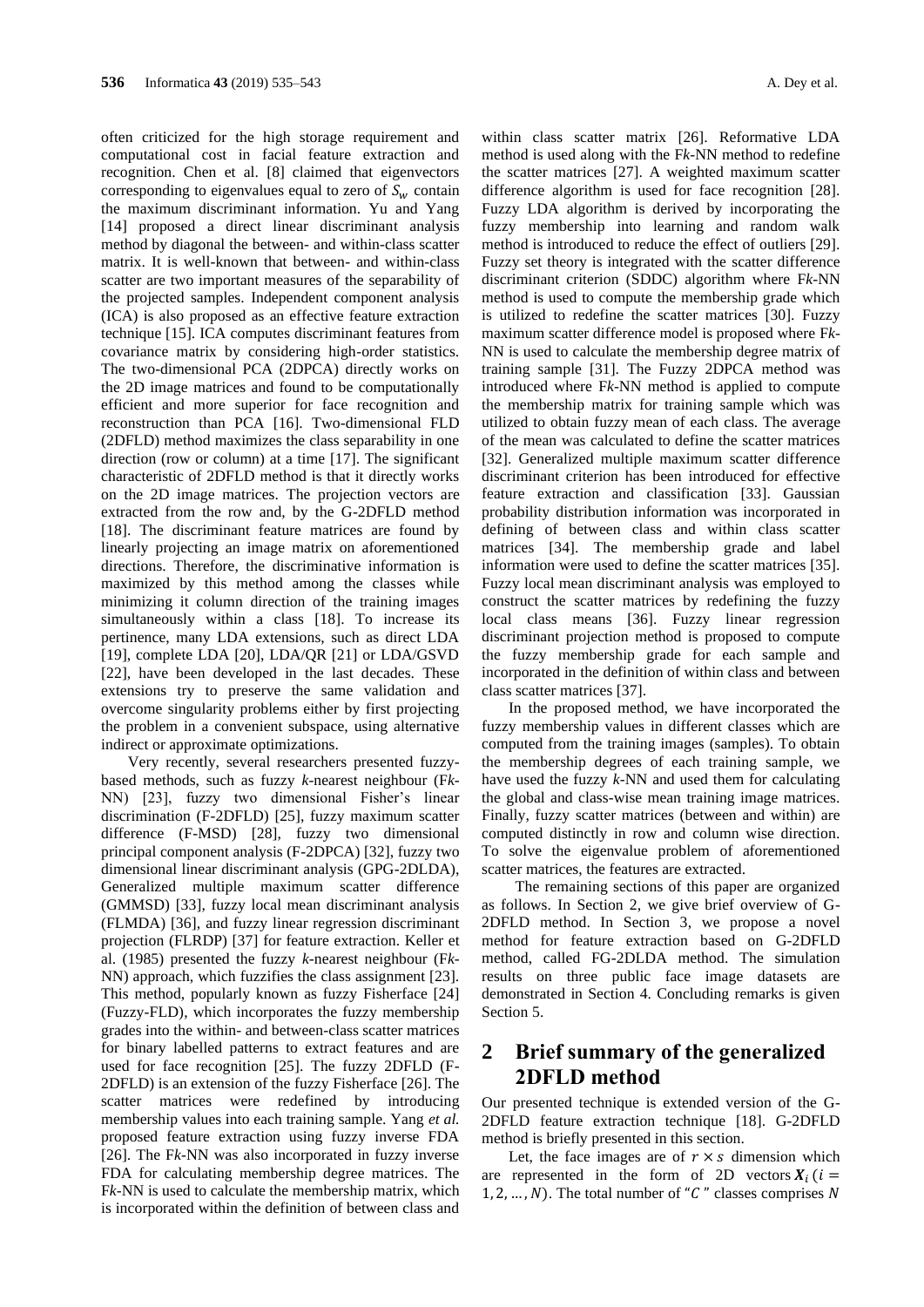often criticized for the high storage requirement and computational cost in facial feature extraction and recognition. Chen et al. [8] claimed that eigenvectors corresponding to eigenvalues equal to zero of $S_w$ contain the maximum discriminant information. Yu and Yang [14] proposed a direct linear discriminant analysis method by diagonal the between- and within-class scatter matrix. It is well-known that between- and within-class scatter are two important measures of the separability of the projected samples. Independent component analysis (ICA) is also proposed as an effective feature extraction technique [15]. ICA computes discriminant features from covariance matrix by considering high-order statistics. The two-dimensional PCA (2DPCA) directly works on the 2D image matrices and found to be computationally efficient and more superior for face recognition and reconstruction than PCA [16]. Two-dimensional FLD (2DFLD) method maximizes the class separability in one direction (row or column) at a time [17]. The significant characteristic of 2DFLD method is that it directly works on the 2D image matrices. The projection vectors are extracted from the row and, by the G-2DFLD method [18]. The discriminant feature matrices are found by linearly projecting an image matrix on aforementioned directions. Therefore, the discriminative information is maximized by this method among the classes while minimizing it column direction of the training images simultaneously within a class [18]. To increase its pertinence, many LDA extensions, such as direct LDA [19], complete LDA [20], LDA/QR [21] or LDA/GSVD [22], have been developed in the last decades. These extensions try to preserve the same validation and overcome singularity problems either by first projecting the problem in a convenient subspace, using alternative indirect or approximate optimizations.

Very recently, several researchers presented fuzzy-based methods, such as fuzzy *k*-nearest neighbour (F*k*-NN) [23], fuzzy two dimensional Fisher's linear discrimination (F-2DFLD) [25], fuzzy maximum scatter difference (F-MSD) [28], fuzzy two dimensional principal component analysis (F-2DPCA) [32], fuzzy two dimensional linear discriminant analysis (GPG-2DLDA), Generalized multiple maximum scatter difference (GMMSD) [33], fuzzy local mean discriminant analysis (FLMDA) [36], and fuzzy linear regression discriminant projection (FLRDP) [37] for feature extraction. Keller et al. (1985) presented the fuzzy *k*-nearest neighbour (F*k*-NN) approach, which fuzzifies the class assignment [23]. This method, popularly known as fuzzy Fisherface [24] (Fuzzy-FLD), which incorporates the fuzzy membership grades into the within- and between-class scatter matrices for binary labelled patterns to extract features and are used for face recognition [25]. The fuzzy 2DFLD (F-2DFLD) is an extension of the fuzzy Fisherface [26]. The scatter matrices were redefined by introducing membership values into each training sample. Yang *et al.* proposed feature extraction using fuzzy inverse FDA [26]. The F*k*-NN was also incorporated in fuzzy inverse FDA for calculating membership degree matrices. The F*k*-NN is used to calculate the membership matrix, which is incorporated within the definition of between class and within class scatter matrix [26]. Reformative LDA method is used along with the F*k*-NN method to redefine the scatter matrices [27]. A weighted maximum scatter difference algorithm is used for face recognition [28]. Fuzzy LDA algorithm is derived by incorporating the fuzzy membership into learning and random walk method is introduced to reduce the effect of outliers [29]. Fuzzy set theory is integrated with the scatter difference discriminant criterion (SDDC) algorithm where F*k*-NN method is used to compute the membership grade which is utilized to redefine the scatter matrices [30]. Fuzzy maximum scatter difference model is proposed where F*k*-NN is used to calculate the membership degree matrix of training sample [31]. The Fuzzy 2DPCA method was introduced where F*k*-NN method is applied to compute the membership matrix for training sample which was utilized to obtain fuzzy mean of each class. The average of the mean was calculated to define the scatter matrices [32]. Generalized multiple maximum scatter difference discriminant criterion has been introduced for effective feature extraction and classification [33]. Gaussian probability distribution information was incorporated in defining of between class and within class scatter matrices [34]. The membership grade and label information were used to define the scatter matrices [35]. Fuzzy local mean discriminant analysis was employed to construct the scatter matrices by redefining the fuzzy local class means [36]. Fuzzy linear regression discriminant projection method is proposed to compute the fuzzy membership grade for each sample and incorporated in the definition of within class and between class scatter matrices [37].

In the proposed method, we have incorporated the fuzzy membership values in different classes which are computed from the training images (samples). To obtain the membership degrees of each training sample, we have used the fuzzy *k*-NN and used them for calculating the global and class-wise mean training image matrices. Finally, fuzzy scatter matrices (between and within) are computed distinctly in row and column wise direction. To solve the eigenvalue problem of aforementioned scatter matrices, the features are extracted.

The remaining sections of this paper are organized as follows. In Section 2, we give brief overview of G-2DFLD method. In Section 3, we propose a novel method for feature extraction based on G-2DFLD method, called FG-2DLDA method. The simulation results on three public face image datasets are demonstrated in Section 4. Concluding remarks is given Section 5.

## 2 Brief summary of the generalized 2DFLD method

Our presented technique is extended version of the G-2DFLD feature extraction technique [18]. G-2DFLD method is briefly presented in this section.

Let, the face images are of $r \times s$ dimension which are represented in the form of 2D vectors $\boldsymbol{X}_i$ ($i = 1, 2, \dots, N$). The total number of "$C$" classes comprises $N$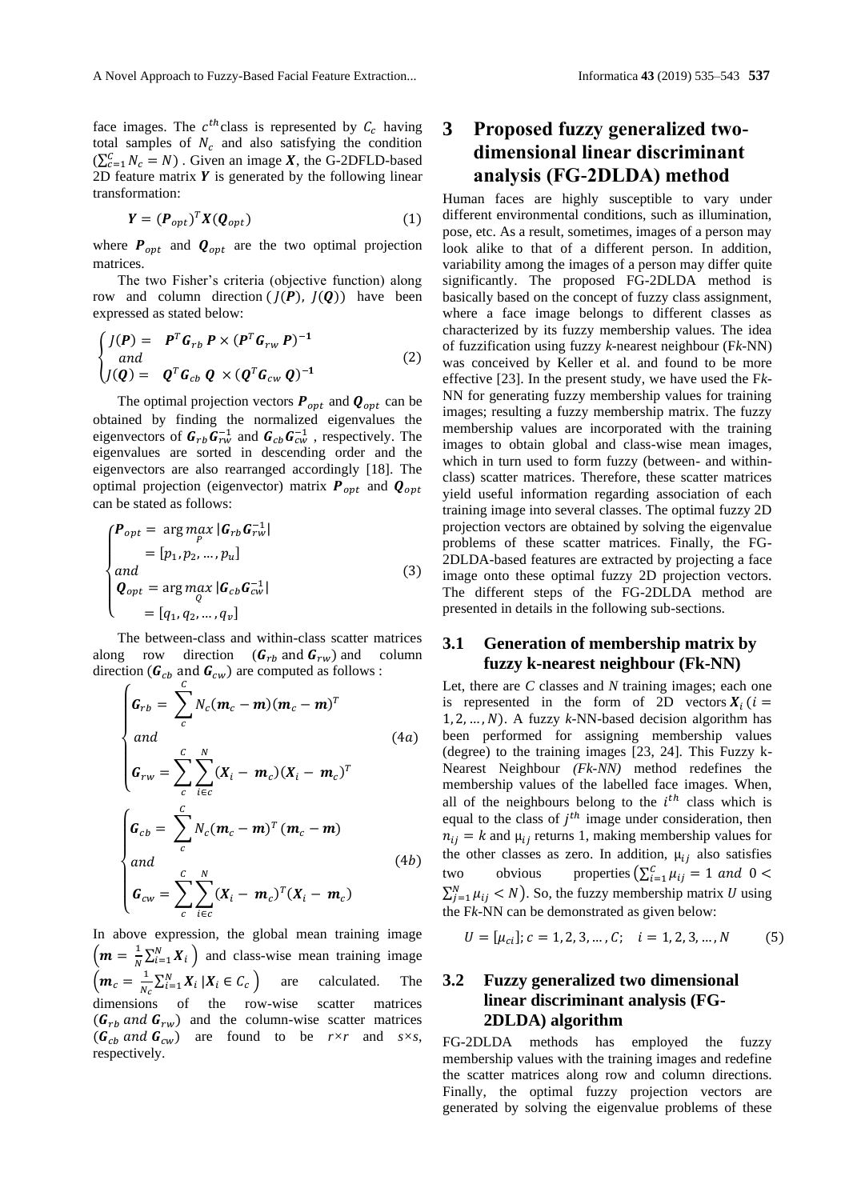face images. The $c^{th}$ class is represented by $C_c$ having total samples of $N_c$ and also satisfying the condition $(\sum_{c=1}^{C} N_c = N)$. Given an image $\boldsymbol{X}$, the G-2DFLD-based 2D feature matrix $\boldsymbol{Y}$ is generated by the following linear transformation:

$$\boldsymbol{Y} = (\boldsymbol{P}_{opt})^T \boldsymbol{X}(\boldsymbol{Q}_{opt}) \tag{1}$$

where $\boldsymbol{P}_{opt}$ and $\boldsymbol{Q}_{opt}$ are the two optimal projection matrices.

The two Fisher's criteria (objective function) along row and column direction $(J(\boldsymbol{P}),\ J(\boldsymbol{Q}))$ have been expressed as stated below:

$$\begin{cases} J(\boldsymbol{P}) = \quad \boldsymbol{P}^T \boldsymbol{G}_{rb}\, \boldsymbol{P} \times (\boldsymbol{P}^T \boldsymbol{G}_{rw}\, \boldsymbol{P})^{-1} \\ \quad and \\ J(\boldsymbol{Q}) = \quad \boldsymbol{Q}^T \boldsymbol{G}_{cb}\, \boldsymbol{Q}\ \times (\boldsymbol{Q}^T \boldsymbol{G}_{cw}\, \boldsymbol{Q})^{-1} \end{cases} \tag{2}$$

The optimal projection vectors $\boldsymbol{P}_{opt}$ and $\boldsymbol{Q}_{opt}$ can be obtained by finding the normalized eigenvalues the eigenvectors of $\boldsymbol{G}_{rb}\boldsymbol{G}_{rw}^{-1}$ and $\boldsymbol{G}_{cb}\boldsymbol{G}_{cw}^{-1}$, respectively. The eigenvalues are sorted in descending order and the eigenvectors are also rearranged accordingly [18]. The optimal projection (eigenvector) matrix $\boldsymbol{P}_{opt}$ and $\boldsymbol{Q}_{opt}$ can be stated as follows:

$$\begin{cases} \boldsymbol{P}_{opt} = \arg\max\limits_{P} |\boldsymbol{G}_{rb}\boldsymbol{G}_{rw}^{-1}| \\ \qquad = [p_1, p_2, \ldots, p_u] \\ and \\ \boldsymbol{Q}_{opt} = \arg\max\limits_{Q} |\boldsymbol{G}_{cb}\boldsymbol{G}_{cw}^{-1}| \\ \qquad = [q_1, q_2, \ldots, q_v] \end{cases} \tag{3}$$

The between-class and within-class scatter matrices along row direction ($\boldsymbol{G}_{rb}$ and $\boldsymbol{G}_{rw}$) and column direction ($\boldsymbol{G}_{cb}$ and $\boldsymbol{G}_{cw}$) are computed as follows :

$$\begin{cases} \boldsymbol{G}_{rb} = \sum\limits_{c}^{C} N_c(\boldsymbol{m}_c - \boldsymbol{m})(\boldsymbol{m}_c - \boldsymbol{m})^T \\ and \\ \boldsymbol{G}_{rw} = \sum\limits_{c}^{C}\sum\limits_{i \in c}^{N} (\boldsymbol{X}_i - \boldsymbol{m}_c)(\boldsymbol{X}_i - \boldsymbol{m}_c)^T \end{cases} \tag{4a}$$

$$\begin{cases} \boldsymbol{G}_{cb} = \sum\limits_{c}^{C} N_c(\boldsymbol{m}_c - \boldsymbol{m})^T(\boldsymbol{m}_c - \boldsymbol{m}) \\ and \\ \boldsymbol{G}_{cw} = \sum\limits_{c}^{C}\sum\limits_{i \in c}^{N} (\boldsymbol{X}_i - \boldsymbol{m}_c)^T(\boldsymbol{X}_i - \boldsymbol{m}_c) \end{cases} \tag{4b}$$

In above expression, the global mean training image $\left(\boldsymbol{m} = \frac{1}{N}\sum_{i=1}^{N}\boldsymbol{X}_i\right)$ and class-wise mean training image $\left(\boldsymbol{m}_c = \frac{1}{N_c}\sum_{i=1}^{N}\boldsymbol{X}_i\,|\boldsymbol{X}_i \in C_c\right)$ are calculated. The dimensions of the row-wise scatter matrices ($\boldsymbol{G}_{rb}$ *and* $\boldsymbol{G}_{rw}$) and the column-wise scatter matrices ($\boldsymbol{G}_{cb}$ *and* $\boldsymbol{G}_{cw}$) are found to be $r \times r$ and $s \times s$, respectively.

# 3 Proposed fuzzy generalized two-dimensional linear discriminant analysis (FG-2DLDA) method

Human faces are highly susceptible to vary under different environmental conditions, such as illumination, pose, etc. As a result, sometimes, images of a person may look alike to that of a different person. In addition, variability among the images of a person may differ quite significantly. The proposed FG-2DLDA method is basically based on the concept of fuzzy class assignment, where a face image belongs to different classes as characterized by its fuzzy membership values. The idea of fuzzification using fuzzy *k*-nearest neighbour (F*k*-NN) was conceived by Keller et al. and found to be more effective [23]. In the present study, we have used the F*k*-NN for generating fuzzy membership values for training images; resulting a fuzzy membership matrix. The fuzzy membership values are incorporated with the training images to obtain global and class-wise mean images, which in turn used to form fuzzy (between- and within-class) scatter matrices. Therefore, these scatter matrices yield useful information regarding association of each training image into several classes. The optimal fuzzy 2D projection vectors are obtained by solving the eigenvalue problems of these scatter matrices. Finally, the FG-2DLDA-based features are extracted by projecting a face image onto these optimal fuzzy 2D projection vectors. The different steps of the FG-2DLDA method are presented in details in the following sub-sections.

## 3.1 Generation of membership matrix by fuzzy k-nearest neighbour (Fk-NN)

Let, there are *C* classes and *N* training images; each one is represented in the form of 2D vectors $\boldsymbol{X}_i\ (i = 1, 2, \ldots, N)$. A fuzzy *k*-NN-based decision algorithm has been performed for assigning membership values (degree) to the training images [23, 24]. This Fuzzy k-Nearest Neighbour *(Fk-NN)* method redefines the membership values of the labelled face images. When, all of the neighbours belong to the $i^{th}$ class which is equal to the class of $j^{th}$ image under consideration, then $n_{ij} = k$ and $\mu_{ij}$ returns 1, making membership values for the other classes as zero. In addition, $\mu_{ij}$ also satisfies two obvious properties $\left(\sum_{i=1}^{C}\mu_{ij} = 1\ and\ 0 < \sum_{j=1}^{N}\mu_{ij} < N\right)$. So, the fuzzy membership matrix $U$ using the F*k*-NN can be demonstrated as given below:

$$U = [\mu_{ci}];\ c = 1, 2, 3, \ldots, C; \quad i = 1, 2, 3, \ldots, N \tag{5}$$

## 3.2 Fuzzy generalized two dimensional linear discriminant analysis (FG-2DLDA) algorithm

FG-2DLDA methods has employed the fuzzy membership values with the training images and redefine the scatter matrices along row and column directions. Finally, the optimal fuzzy projection vectors are generated by solving the eigenvalue problems of these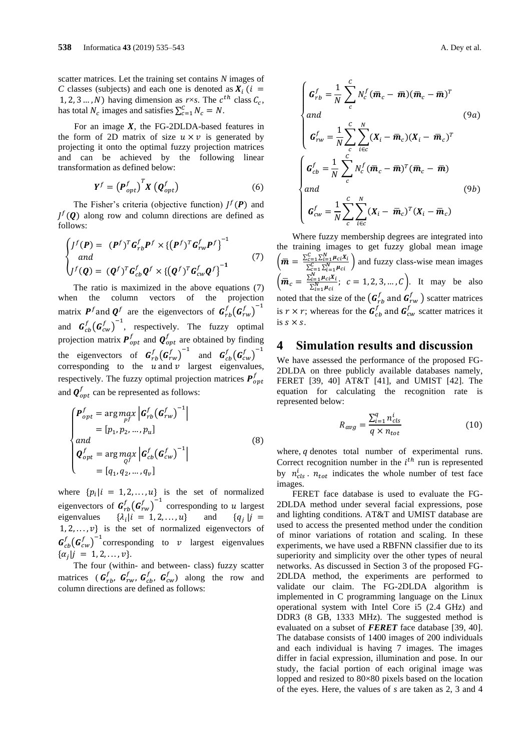scatter matrices. Let the training set contains $N$ images of $C$ classes (subjects) and each one is denoted as $\boldsymbol{X}_i$ ($i = 1, 2, 3 \ldots, N$) having dimension as $r{\times}s$. The $c^{th}$ class $C_c$, has total $N_c$ images and satisfies $\sum_{c=1}^{C} N_c = N$.

For an image $\boldsymbol{X}$, the FG-2DLDA-based features in the form of 2D matrix of size $u \times v$ is generated by projecting it onto the optimal fuzzy projection matrices and can be achieved by the following linear transformation as defined below:

$$\boldsymbol{Y}^f = \left(\boldsymbol{P}^f_{opt}\right)^T \boldsymbol{X} \left(\boldsymbol{Q}^f_{opt}\right) \tag{6}$$

The Fisher's criteria (objective function) $J^f(\boldsymbol{P})$ and $J^f(\boldsymbol{Q})$ along row and column directions are defined as follows:

$$\begin{cases} J^f(\boldsymbol{P}) = (\boldsymbol{P}^f)^T \boldsymbol{G}^f_{rb} \boldsymbol{P}^f \times \{(\boldsymbol{P}^f)^T \boldsymbol{G}^f_{rw} \boldsymbol{P}^f\}^{-1} \\ \quad and \\ J^f(\boldsymbol{Q}) = (\boldsymbol{Q}^f)^T \boldsymbol{G}^f_{cb} \boldsymbol{Q}^f \times \{(\boldsymbol{Q}^f)^T \boldsymbol{G}^f_{cw} \boldsymbol{Q}^f\}^{-1} \end{cases} \tag{7}$$

The ratio is maximized in the above equations (7) when the column vectors of the projection matrix $\boldsymbol{P}^f$ and $\boldsymbol{Q}^f$ are the eigenvectors of $\boldsymbol{G}^f_{rb}\left(\boldsymbol{G}^f_{rw}\right)^{-1}$ and $\boldsymbol{G}^f_{cb}\left(\boldsymbol{G}^f_{cw}\right)^{-1}$, respectively. The fuzzy optimal projection matrix $\boldsymbol{P}^f_{opt}$ and $\boldsymbol{Q}^f_{opt}$ are obtained by finding the eigenvectors of $\boldsymbol{G}^f_{rb}\left(\boldsymbol{G}^f_{rw}\right)^{-1}$ and $\boldsymbol{G}^f_{cb}\left(\boldsymbol{G}^f_{cw}\right)^{-1}$ corresponding to the $u$ and $v$ largest eigenvalues, respectively. The fuzzy optimal projection matrices $\boldsymbol{P}^f_{opt}$ and $\boldsymbol{Q}^f_{opt}$ can be represented as follows:

$$\begin{cases} \boldsymbol{P}^f_{opt} = \arg\max\limits_{P^f} \left|\boldsymbol{G}^f_{rb}\left(\boldsymbol{G}^f_{rw}\right)^{-1}\right| \\ \quad = [p_1, p_2, \ldots, p_u] \\ and \\ \boldsymbol{Q}^f_{opt} = \arg\max\limits_{Q^f} \left|\boldsymbol{G}^f_{cb}\left(\boldsymbol{G}^f_{cw}\right)^{-1}\right| \\ \quad = [q_1, q_2, \ldots, q_v] \end{cases} \tag{8}$$

where $\{p_i | i = 1, 2, \ldots, u\}$ is the set of normalized eigenvectors of $\boldsymbol{G}^f_{rb}\left(\boldsymbol{G}^f_{rw}\right)^{-1}$ corresponding to $u$ largest eigenvalues $\{\lambda_i | i = 1, 2, \ldots, u\}$ and $\{q_j | j = 1, 2, \ldots, v\}$ is the set of normalized eigenvectors of $\boldsymbol{G}^f_{cb}\left(\boldsymbol{G}^f_{cw}\right)^{-1}$ corresponding to $v$ largest eigenvalues $\{\alpha_j | j = 1, 2, \ldots, v\}$.

The four (within- and between- class) fuzzy scatter matrices ($\boldsymbol{G}^f_{rb}$, $\boldsymbol{G}^f_{rw}$, $\boldsymbol{G}^f_{cb}$, $\boldsymbol{G}^f_{cw}$) along the row and column directions are defined as follows:

$$\begin{cases} \boldsymbol{G}^f_{rb} = \frac{1}{N} \sum\limits_{c}^{C} N^f_c (\overline{\boldsymbol{m}}_c - \overline{\boldsymbol{m}})(\overline{\boldsymbol{m}}_c - \overline{\boldsymbol{m}})^T \\ and \\ \boldsymbol{G}^f_{rw} = \frac{1}{N} \sum\limits_{c}^{C} \sum\limits_{i \in c}^{N} (\boldsymbol{X}_i - \overline{\boldsymbol{m}}_c)(\boldsymbol{X}_i - \overline{\boldsymbol{m}}_c)^T \end{cases} \tag{9a}$$

$$\begin{cases} \boldsymbol{G}^f_{cb} = \frac{1}{N} \sum\limits_{c}^{C} N^f_c (\overline{\boldsymbol{m}}_c - \overline{\boldsymbol{m}})^T(\overline{\boldsymbol{m}}_c - \overline{\boldsymbol{m}}) \\ and \\ \boldsymbol{G}^f_{cw} = \frac{1}{N} \sum\limits_{c}^{C} \sum\limits_{i \in c}^{N} (\boldsymbol{X}_i - \overline{\boldsymbol{m}}_c)^T(\boldsymbol{X}_i - \overline{\boldsymbol{m}}_c) \end{cases} \tag{9b}$$

Where fuzzy membership degrees are integrated into the training images to get fuzzy global mean image $\left(\overline{\boldsymbol{m}} = \frac{\sum_{c=1}^{C}\sum_{i=1}^{N} \boldsymbol{\mu}_{ci} \boldsymbol{X}_i}{\sum_{c=1}^{C}\sum_{i=1}^{N} \boldsymbol{\mu}_{ci}}\right)$ and fuzzy class-wise mean images $\left(\overline{\boldsymbol{m}}_c = \frac{\sum_{i=1}^{N} \boldsymbol{\mu}_{ci} \boldsymbol{X}_i}{\sum_{i=1}^{N} \boldsymbol{\mu}_{ci}};\ c = 1, 2, 3, \ldots, C\right)$. It may be also noted that the size of the $\left(\boldsymbol{G}^f_{rb}\right.$ and $\left.\boldsymbol{G}^f_{rw}\right)$ scatter matrices is $r \times r$; whereas for the $\boldsymbol{G}^f_{cb}$ and $\boldsymbol{G}^f_{cw}$ scatter matrices it is $s \times s$.

## 4 Simulation results and discussion

We have assessed the performance of the proposed FG-2DLDA on three publicly available databases namely, FERET [39, 40] AT&T [41], and UMIST [42]. The equation for calculating the recognition rate is represented below:

$$R_{avg} = \frac{\sum_{i=1}^{q} n^i_{cls}}{q \times n_{tot}} \tag{10}$$

where, $q$ denotes total number of experimental runs. Correct recognition number in the $i^{th}$ run is represented by $n^i_{cls}$. $n_{tot}$ indicates the whole number of test face images.

FERET face database is used to evaluate the FG-2DLDA method under several facial expressions, pose and lighting conditions. AT&T and UMIST database are used to access the presented method under the condition of minor variations of rotation and scaling. In these experiments, we have used a RBFNN classifier due to its superiority and simplicity over the other types of neural networks. As discussed in Section 3 of the proposed FG-2DLDA method, the experiments are performed to validate our claim. The FG-2DLDA algorithm is implemented in C programming language on the Linux operational system with Intel Core i5 (2.4 GHz) and DDR3 (8 GB, 1333 MHz). The suggested method is evaluated on a subset of ***FERET*** face database [39, 40]. The database consists of 1400 images of 200 individuals and each individual is having 7 images. The images differ in facial expression, illumination and pose. In our study, the facial portion of each original image was lopped and resized to 80×80 pixels based on the location of the eyes. Here, the values of $s$ are taken as 2, 3 and 4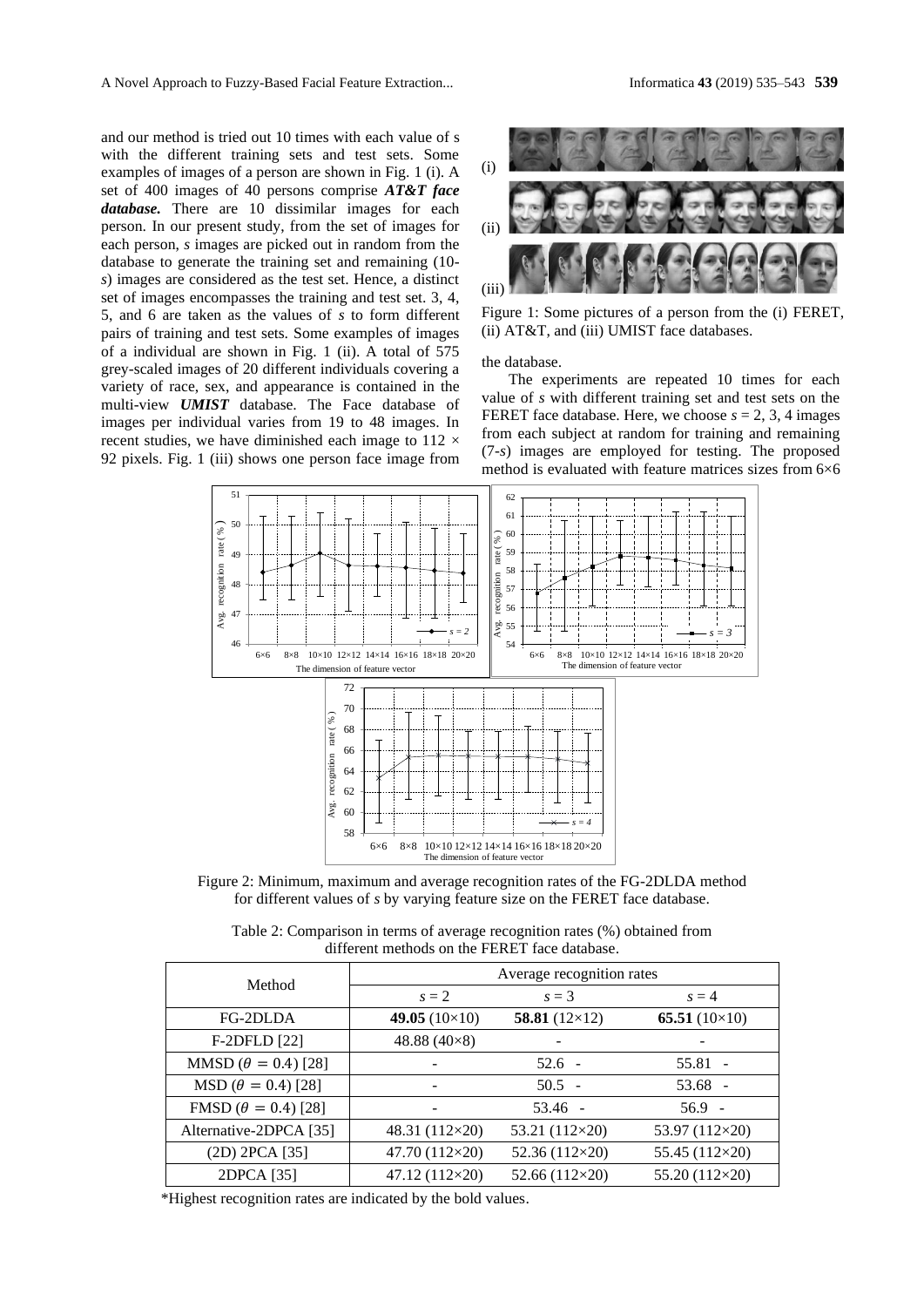and our method is tried out 10 times with each value of s with the different training sets and test sets. Some examples of images of a person are shown in Fig. 1 (i). A set of 400 images of 40 persons comprise ***AT&T face database.*** There are 10 dissimilar images for each person. In our present study, from the set of images for each person, *s* images are picked out in random from the database to generate the training set and remaining (10-*s*) images are considered as the test set. Hence, a distinct set of images encompasses the training and test set. 3, 4, 5, and 6 are taken as the values of *s* to form different pairs of training and test sets. Some examples of images of a individual are shown in Fig. 1 (ii). A total of 575 grey-scaled images of 20 different individuals covering a variety of race, sex, and appearance is contained in the multi-view ***UMIST*** database. The Face database of images per individual varies from 19 to 48 images. In recent studies, we have diminished each image to 112 × 92 pixels. Fig. 1 (iii) shows one person face image from the database.

Figure 1: Some pictures of a person from the (i) FERET, (ii) AT&T, and (iii) UMIST face databases.

The experiments are repeated 10 times for each value of *s* with different training set and test sets on the FERET face database. Here, we choose *s* = 2, 3, 4 images from each subject at random for training and remaining (7-*s*) images are employed for testing. The proposed method is evaluated with feature matrices sizes from 6×6

Figure 2: Minimum, maximum and average recognition rates of the FG-2DLDA method for different values of *s* by varying feature size on the FERET face database.

Table 2: Comparison in terms of average recognition rates (%) obtained from different methods on the FERET face database.

| Method | Average recognition rates | | |
|---|---|---|---|
| | $s = 2$ | $s = 3$ | $s = 4$ |
| FG-2DLDA | **49.05** (10×10) | **58.81** (12×12) | **65.51** (10×10) |
| F-2DFLD [22] | 48.88 (40×8) | - | - |
| MMSD ($\theta = 0.4$) [28] | - | 52.6 - | 55.81 - |
| MSD ($\theta = 0.4$) [28] | - | 50.5 - | 53.68 - |
| FMSD ($\theta = 0.4$) [28] | - | 53.46 - | 56.9 - |
| Alternative-2DPCA [35] | 48.31 (112×20) | 53.21 (112×20) | 53.97 (112×20) |
| (2D) 2PCA [35] | 47.70 (112×20) | 52.36 (112×20) | 55.45 (112×20) |
| 2DPCA [35] | 47.12 (112×20) | 52.66 (112×20) | 55.20 (112×20) |

*Highest recognition rates are indicated by the bold values.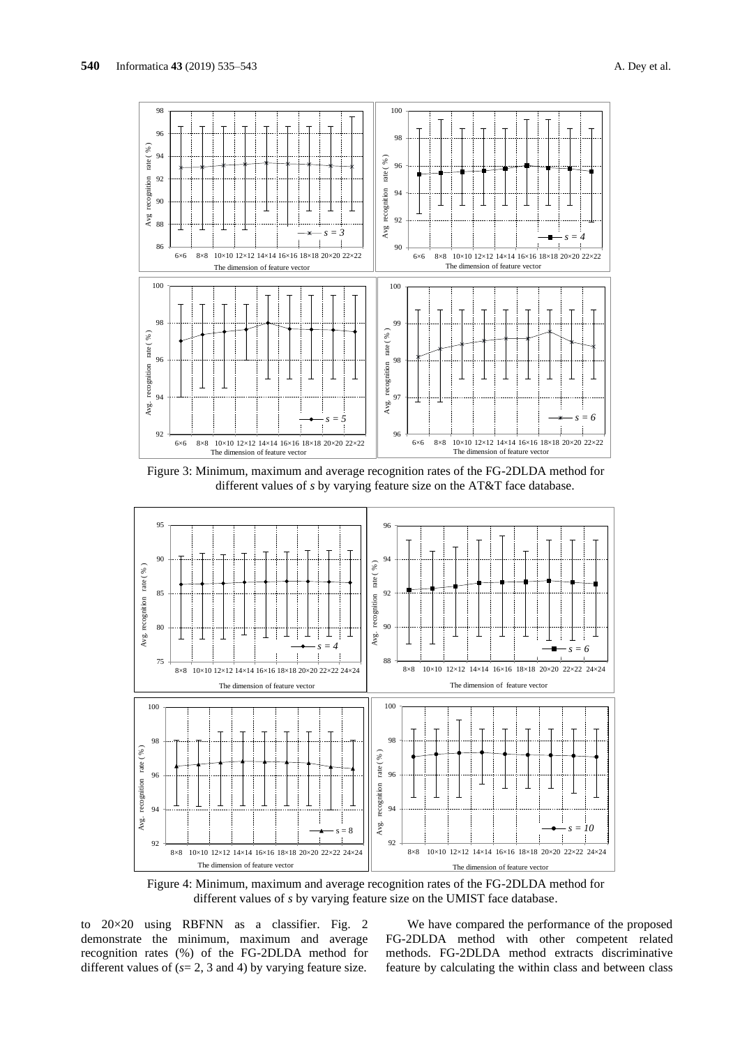Figure 3: Minimum, maximum and average recognition rates of the FG-2DLDA method for different values of *s* by varying feature size on the AT&T face database.

Figure 4: Minimum, maximum and average recognition rates of the FG-2DLDA method for different values of *s* by varying feature size on the UMIST face database.

to 20×20 using RBFNN as a classifier. Fig. 2 demonstrate the minimum, maximum and average recognition rates (%) of the FG-2DLDA method for different values of ($s$= 2, 3 and 4) by varying feature size.

We have compared the performance of the proposed FG-2DLDA method with other competent related methods. FG-2DLDA method extracts discriminative feature by calculating the within class and between class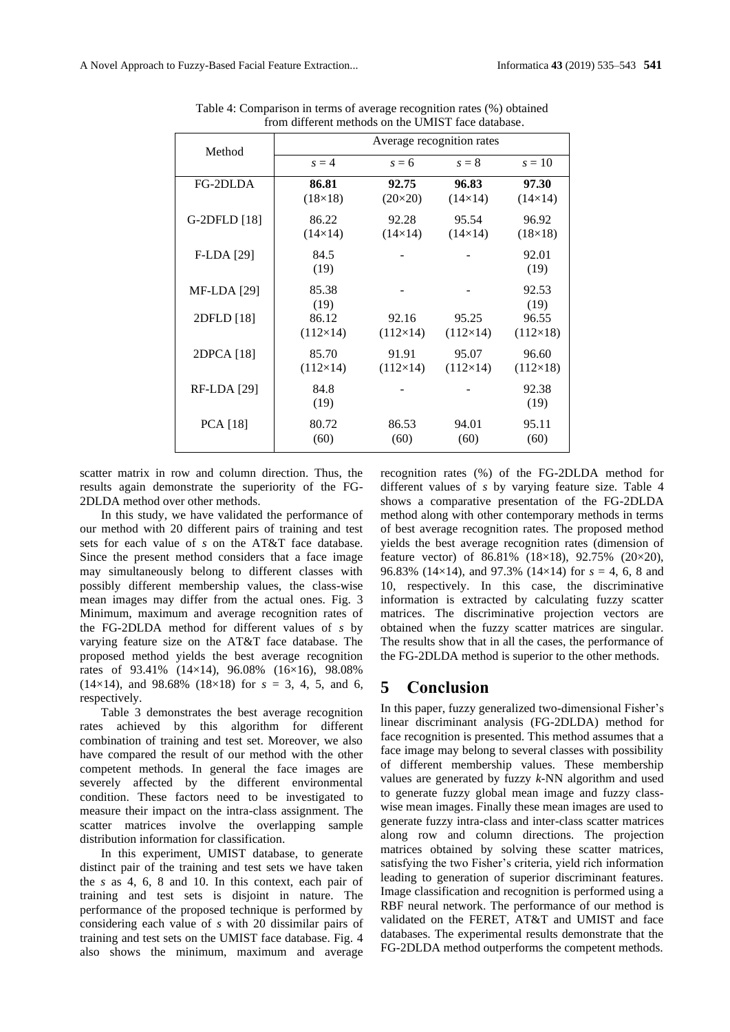Table 4: Comparison in terms of average recognition rates (%) obtained from different methods on the UMIST face database.

| Method | Average recognition rates | | | |
|---|---|---|---|---|
| | $s = 4$ | $s = 6$ | $s = 8$ | $s = 10$ |
| FG-2DLDA | **86.81** (18×18) | **92.75** (20×20) | **96.83** (14×14) | **97.30** (14×14) |
| G-2DFLD [18] | 86.22 (14×14) | 92.28 (14×14) | 95.54 (14×14) | 96.92 (18×18) |
| F-LDA [29] | 84.5 (19) | - | - | 92.01 (19) |
| MF-LDA [29] | 85.38 (19) | - | - | 92.53 (19) |
| 2DFLD [18] | 86.12 (112×14) | 92.16 (112×14) | 95.25 (112×14) | 96.55 (112×18) |
| 2DPCA [18] | 85.70 (112×14) | 91.91 (112×14) | 95.07 (112×14) | 96.60 (112×18) |
| RF-LDA [29] | 84.8 (19) | - | - | 92.38 (19) |
| PCA [18] | 80.72 (60) | 86.53 (60) | 94.01 (60) | 95.11 (60) |

scatter matrix in row and column direction. Thus, the results again demonstrate the superiority of the FG-2DLDA method over other methods.

In this study, we have validated the performance of our method with 20 different pairs of training and test sets for each value of $s$ on the AT&T face database. Since the present method considers that a face image may simultaneously belong to different classes with possibly different membership values, the class-wise mean images may differ from the actual ones. Fig. 3 Minimum, maximum and average recognition rates of the FG-2DLDA method for different values of $s$ by varying feature size on the AT&T face database. The proposed method yields the best average recognition rates of 93.41% (14×14), 96.08% (16×16), 98.08% (14×14), and 98.68% (18×18) for $s$ = 3, 4, 5, and 6, respectively.

Table 3 demonstrates the best average recognition rates achieved by this algorithm for different combination of training and test set. Moreover, we also have compared the result of our method with the other competent methods. In general the face images are severely affected by the different environmental condition. These factors need to be investigated to measure their impact on the intra-class assignment. The scatter matrices involve the overlapping sample distribution information for classification.

In this experiment, UMIST database, to generate distinct pair of the training and test sets we have taken the $s$ as 4, 6, 8 and 10. In this context, each pair of training and test sets is disjoint in nature. The performance of the proposed technique is performed by considering each value of $s$ with 20 dissimilar pairs of training and test sets on the UMIST face database. Fig. 4 also shows the minimum, maximum and average recognition rates (%) of the FG-2DLDA method for different values of $s$ by varying feature size. Table 4 shows a comparative presentation of the FG-2DLDA method along with other contemporary methods in terms of best average recognition rates. The proposed method yields the best average recognition rates (dimension of feature vector) of 86.81% (18×18), 92.75% (20×20), 96.83% (14×14), and 97.3% (14×14) for $s$ = 4, 6, 8 and 10, respectively. In this case, the discriminative information is extracted by calculating fuzzy scatter matrices. The discriminative projection vectors are obtained when the fuzzy scatter matrices are singular. The results show that in all the cases, the performance of the FG-2DLDA method is superior to the other methods.

## 5 Conclusion

In this paper, fuzzy generalized two-dimensional Fisher's linear discriminant analysis (FG-2DLDA) method for face recognition is presented. This method assumes that a face image may belong to several classes with possibility of different membership values. These membership values are generated by fuzzy $k$-NN algorithm and used to generate fuzzy global mean image and fuzzy class-wise mean images. Finally these mean images are used to generate fuzzy intra-class and inter-class scatter matrices along row and column directions. The projection matrices obtained by solving these scatter matrices, satisfying the two Fisher's criteria, yield rich information leading to generation of superior discriminant features. Image classification and recognition is performed using a RBF neural network. The performance of our method is validated on the FERET, AT&T and UMIST and face databases. The experimental results demonstrate that the FG-2DLDA method outperforms the competent methods.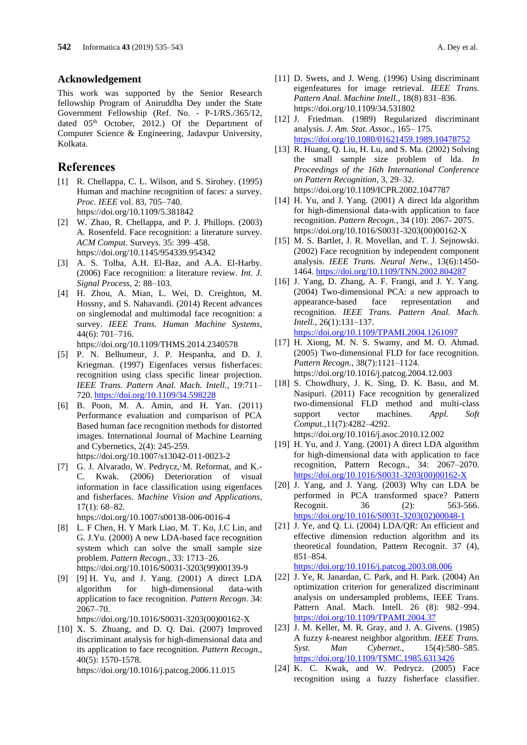## Acknowledgement

This work was supported by the Senior Research fellowship Program of Aniruddha Dey under the State Government Fellowship (Ref. No. - P-1/RS./365/12, dated 05th October, 2012.) Of the Department of Computer Science & Engineering, Jadavpur University, Kolkata.

## References

[1] R. Chellappa, C. L. Wilson, and S. Sirohey. (1995) Human and machine recognition of faces: a survey. *Proc. IEEE* vol. 83, 705–740. https://doi.org/10.1109/5.381842

[2] W. Zhao, R. Chellappa, and P. J. Phillops. (2003) A. Rosenfeld. Face recognition: a literature survey. *ACM Comput.* Surveys. 35: 399–458. https://doi.org/10.1145/954339.954342

[3] A. S. Tolba, A.H. El-Baz, and A.A. El-Harby. (2006) Face recognition: a literature review. *Int. J. Signal Process*, 2: 88–103.

[4] H. Zhou, A. Mian, L. Wei, D. Creighton, M. Hossny, and S. Nahavandi. (2014) Recent advances on singlemodal and multimodal face recognition: a survey. *IEEE Trans. Human Machine Systems*, 44(6): 701–716. https://doi.org/10.1109/THMS.2014.2340578

[5] P. N. Belhumeur, J. P. Hespanha, and D. J. Kriegman. (1997) Eigenfaces versus fisherfaces: recognition using class specific linear projection. *IEEE Trans. Pattern Anal. Mach. Intell.*, 19:711–720. https://doi.org/10.1109/34.598228

[6] B. Poon, M. A. Amin, and H. Yan. (2011) Performance evaluation and comparison of PCA Based human face recognition methods for distorted images. International Journal of Machine Learning and Cybernetics, 2(4): 245-259. https://doi.org/10.1007/s13042-011-0023-2

[7] G. J. Alvarado, W. Pedrycz,·M. Reformat, and K.-C. Kwak. (2006) Deterioration of visual information in face classification using eigenfaces and fisherfaces. *Machine Vision and Applications*, 17(1): 68–82. https://doi.org/10.1007/s00138-006-0016-4

[8] L. F Chen, H. Y Mark Liao, M. T. Ko, J.C Lin, and G. J.Yu. (2000) A new LDA-based face recognition system which can solve the small sample size problem. *Pattern Recogn.*, 33: 1713–26. https://doi.org/10.1016/S0031-3203(99)00139-9

[9] [9] H. Yu, and J. Yang. (2001) A direct LDA algorithm for high-dimensional data-with application to face recognition. *Pattern Recogn*. 34: 2067–70. https://doi.org/10.1016/S0031-3203(00)00162-X

[10] X. S. Zhuang, and D. Q. Dai. (2007) Improved discriminant analysis for high-dimensional data and its application to face recognition. *Pattern Recogn.*, 40(5): 1570-1578. https://doi.org/10.1016/j.patcog.2006.11.015

[11] D. Swets, and J. Weng. (1996) Using discriminant eigenfeatures for image retrieval. *IEEE Trans. Pattern Anal. Machine Intell.*, 18(8) 831–836. https://doi.org/10.1109/34.531802

[12] J. Friedman. (1989) Regularized discriminant analysis. *J. Am. Stat. Assoc.*, 165– 175. https://doi.org/10.1080/01621459.1989.10478752

[13] R. Huang, Q. Liu, H. Lu, and S. Ma. (2002) Solving the small sample size problem of lda. *In Proceedings of the 16th International Conference on Pattern Recognition*, 3, 29–32. https://doi.org/10.1109/ICPR.2002.1047787

[14] H. Yu, and J. Yang. (2001) A direct lda algorithm for high-dimensional data-with application to face recognition. *Pattern Recogn.*, 34 (10): 2067- 2075. https://doi.org/10.1016/S0031-3203(00)00162-X

[15] M. S. Bartlet, J. R. Movellan, and T. J. Sejnowski. (2002) Face recognition by independent component analysis. *IEEE Trans. Neural Netw.*, 13(6):1450-1464. https://doi.org/10.1109/TNN.2002.804287

[16] J. Yang, D. Zhang, A. F. Frangi, and J. Y. Yang. (2004) Two-dimensional PCA: a new approach to appearance-based face representation and recognition. *IEEE Trans. Pattern Anal. Mach. Intell.*, 26(1):131–137. https://doi.org/10.1109/TPAMI.2004.1261097

[17] H. Xiong, M. N. S. Swamy, and M. O. Ahmad. (2005) Two-dimensional FLD for face recognition. *Pattern Recogn.*, 38(7):1121–1124. https://doi.org/10.1016/j.patcog.2004.12.003

[18] S. Chowdhury, J. K. Sing, D. K. Basu, and M. Nasipuri. (2011) Face recognition by generalized two-dimensional FLD method and multi-class support vector machines. *Appl. Soft Comput.*,11(7):4282–4292. https://doi.org/10.1016/j.asoc.2010.12.002

[19] H. Yu, and J. Yang. (2001) A direct LDA algorithm for high-dimensional data with application to face recognition, Pattern Recogn., 34: 2067–2070. https://doi.org/10.1016/S0031-3203(00)00162-X

[20] J. Yang, and J. Yang. (2003) Why can LDA be performed in PCA transformed space? Pattern Recognit. 36 (2): 563-566. https://doi.org/10.1016/S0031-3203(02)00048-1

[21] J. Ye, and Q. Li. (2004) LDA/QR: An efficient and effective dimension reduction algorithm and its theoretical foundation, Pattern Recognit. 37 (4), 851–854. https://doi.org/10.1016/j.patcog.2003.08.006

[22] J. Ye, R. Janardan, C. Park, and H. Park. (2004) An optimization criterion for generalized discriminant analysis on undersampled problems, IEEE Trans. Pattern Anal. Mach. Intell. 26 (8): 982–994. https://doi.org/10.1109/TPAMI.2004.37

[23] J. M. Keller, M. R. Gray, and J. A. Givens. (1985) A fuzzy *k*-nearest neighbor algorithm. *IEEE Trans. Syst. Man Cybernet.*, 15(4):580–585. https://doi.org/10.1109/TSMC.1985.6313426

[24] K. C. Kwak, and W. Pedrycz. (2005) Face recognition using a fuzzy fisherface classifier.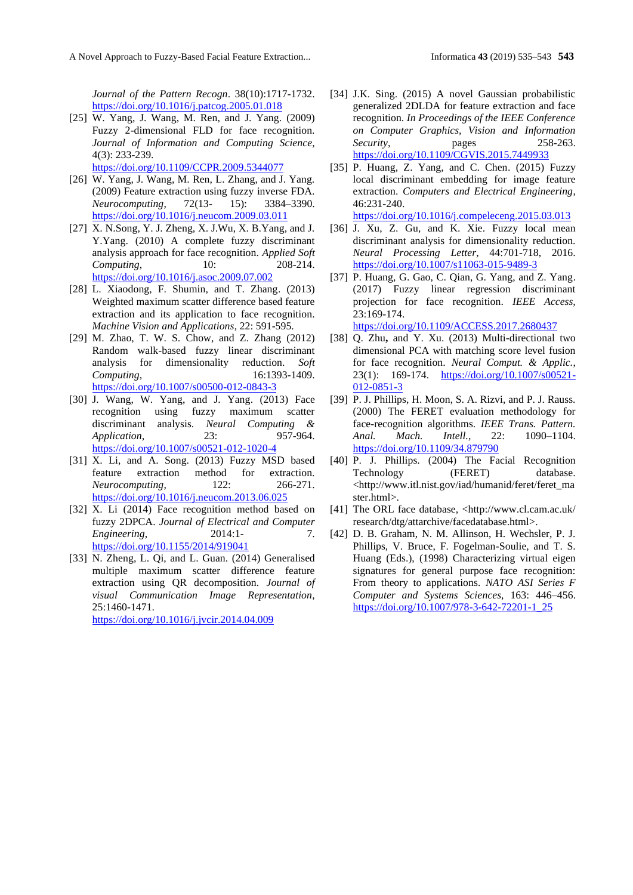*Journal of the Pattern Recogn*. 38(10):1717-1732. https://doi.org/10.1016/j.patcog.2005.01.018

[25] W. Yang, J. Wang, M. Ren, and J. Yang. (2009) Fuzzy 2-dimensional FLD for face recognition. *Journal of Information and Computing Science*, 4(3): 233-239. https://doi.org/10.1109/CCPR.2009.5344077

[26] W. Yang, J. Wang, M. Ren, L. Zhang, and J. Yang. (2009) Feature extraction using fuzzy inverse FDA. *Neurocomputing*, 72(13- 15): 3384–3390. https://doi.org/10.1016/j.neucom.2009.03.011

[27] X. N.Song, Y. J. Zheng, X. J.Wu, X. B.Yang, and J. Y.Yang. (2010) A complete fuzzy discriminant analysis approach for face recognition. *Applied Soft Computing*, 10: 208-214. https://doi.org/10.1016/j.asoc.2009.07.002

[28] L. Xiaodong, F. Shumin, and T. Zhang. (2013) Weighted maximum scatter difference based feature extraction and its application to face recognition. *Machine Vision and Applications*, 22: 591-595.

[29] M. Zhao, T. W. S. Chow, and Z. Zhang (2012) Random walk-based fuzzy linear discriminant analysis for dimensionality reduction. *Soft Computing*, 16:1393-1409. https://doi.org/10.1007/s00500-012-0843-3

[30] J. Wang, W. Yang, and J. Yang. (2013) Face recognition using fuzzy maximum scatter discriminant analysis. *Neural Computing & Application*, 23: 957-964. https://doi.org/10.1007/s00521-012-1020-4

[31] X. Li, and A. Song. (2013) Fuzzy MSD based feature extraction method for extraction. *Neurocomputing*, 122: 266-271. https://doi.org/10.1016/j.neucom.2013.06.025

[32] X. Li (2014) Face recognition method based on fuzzy 2DPCA. *Journal of Electrical and Computer Engineering*, 2014:1- 7. https://doi.org/10.1155/2014/919041

[33] N. Zheng, L. Qi, and L. Guan. (2014) Generalised multiple maximum scatter difference feature extraction using QR decomposition. *Journal of visual Communication Image Representation*, 25:1460-1471. https://doi.org/10.1016/j.jvcir.2014.04.009

[34] J.K. Sing. (2015) A novel Gaussian probabilistic generalized 2DLDA for feature extraction and face recognition. *In Proceedings of the IEEE Conference on Computer Graphics, Vision and Information Security*, pages 258-263. https://doi.org/10.1109/CGVIS.2015.7449933

[35] P. Huang, Z. Yang, and C. Chen. (2015) Fuzzy local discriminant embedding for image feature extraction. *Computers and Electrical Engineering*, 46:231-240. https://doi.org/10.1016/j.compeleceng.2015.03.013

[36] J. Xu, Z. Gu, and K. Xie. Fuzzy local mean discriminant analysis for dimensionality reduction. *Neural Processing Letter*, 44:701-718, 2016. https://doi.org/10.1007/s11063-015-9489-3

[37] P. Huang, G. Gao, C. Qian, G. Yang, and Z. Yang. (2017) Fuzzy linear regression discriminant projection for face recognition. *IEEE Access*, 23:169-174. https://doi.org/10.1109/ACCESS.2017.2680437

[38] Q. Zhu**,** and Y. Xu. (2013) Multi-directional two dimensional PCA with matching score level fusion for face recognition. *Neural Comput. & Applic.*, 23(1): 169-174. https://doi.org/10.1007/s00521-012-0851-3

[39] P. J. Phillips, H. Moon, S. A. Rizvi, and P. J. Rauss. (2000) The FERET evaluation methodology for face-recognition algorithms. *IEEE Trans. Pattern. Anal. Mach. Intell.*, 22: 1090–1104. https://doi.org/10.1109/34.879790

[40] P. J. Phillips. (2004) The Facial Recognition Technology (FERET) database. <http://www.itl.nist.gov/iad/humanid/feret/feret_master.html>.

[41] The ORL face database, <http://www.cl.cam.ac.uk/research/dtg/attarchive/facedatabase.html>.

[42] D. B. Graham, N. M. Allinson, H. Wechsler, P. J. Phillips, V. Bruce, F. Fogelman-Soulie, and T. S. Huang (Eds.), (1998) Characterizing virtual eigen signatures for general purpose face recognition: From theory to applications. *NATO ASI Series F Computer and Systems Sciences*, 163: 446–456. https://doi.org/10.1007/978-3-642-72201-1_25